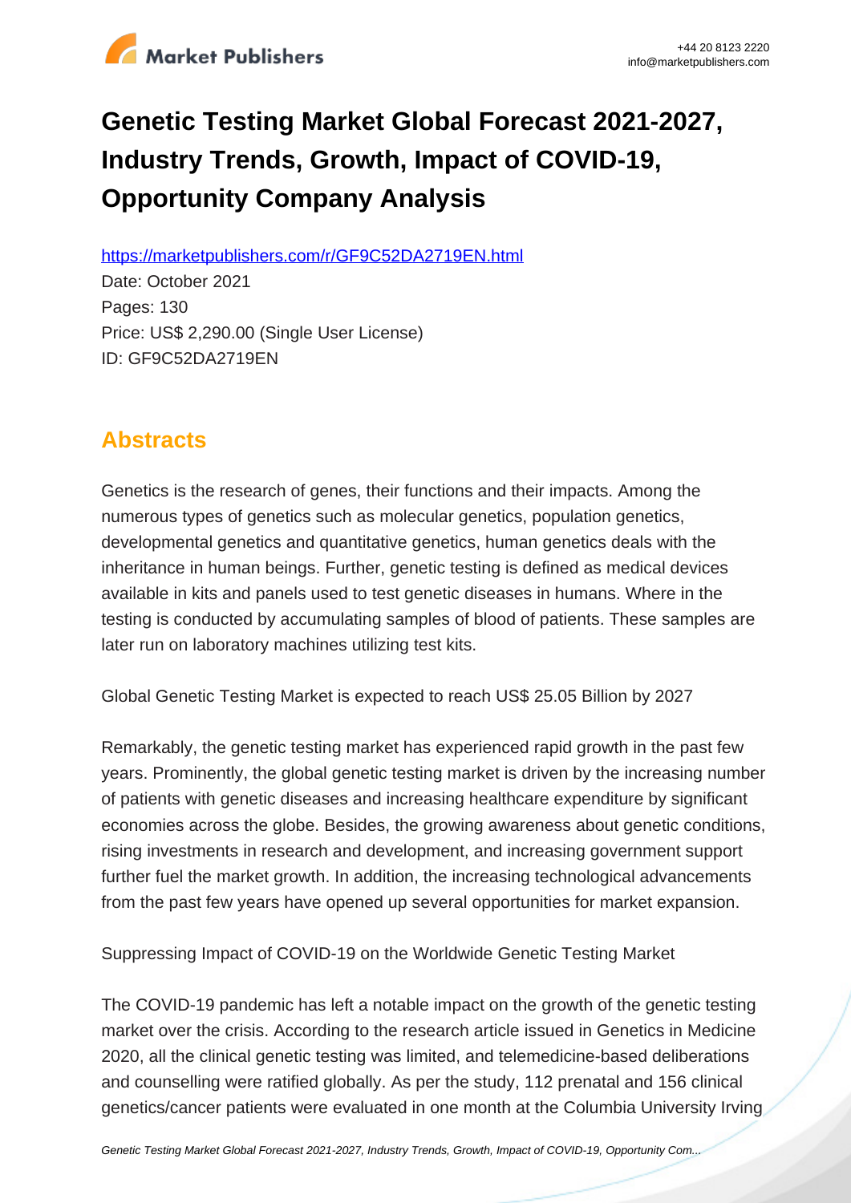# Genetic Testing Market Global Forecast 2021-2027, Industry Trends, Growth, Impact of COVID-19, Opportunity Company Analysis

https://marketpublishers.com/r/GF9C52DA2719EN.html

Date: October 2021

Pages: 130

Price: US$ 2,290.00 (Single User License)

ID: GF9C52DA2719EN

## Abstracts

Genetics is the research of genes, their functions and their impacts. Among the numerous types of genetics such as molecular genetics, population genetics, developmental genetics and quantitative genetics, human genetics deals with the inheritance in human beings. Further, genetic testing is defined as medical devices available in kits and panels used to test genetic diseases in humans. Where in the testing is conducted by accumulating samples of blood of patients. These samples are later run on laboratory machines utilizing test kits.

Global Genetic Testing Market is expected to reach US$ 25.05 Billion by 2027

Remarkably, the genetic testing market has experienced rapid growth in the past few years. Prominently, the global genetic testing market is driven by the increasing number of patients with genetic diseases and increasing healthcare expenditure by significant economies across the globe. Besides, the growing awareness about genetic conditions, rising investments in research and development, and increasing government support further fuel the market growth. In addition, the increasing technological advancements from the past few years have opened up several opportunities for market expansion.

Suppressing Impact of COVID-19 on the Worldwide Genetic Testing Market

The COVID-19 pandemic has left a notable impact on the growth of the genetic testing market over the crisis. According to the research article issued in Genetics in Medicine 2020, all the clinical genetic testing was limited, and telemedicine-based deliberations and counselling were ratified globally. As per the study, 112 prenatal and 156 clinical genetics/cancer patients were evaluated in one month at the Columbia University Irving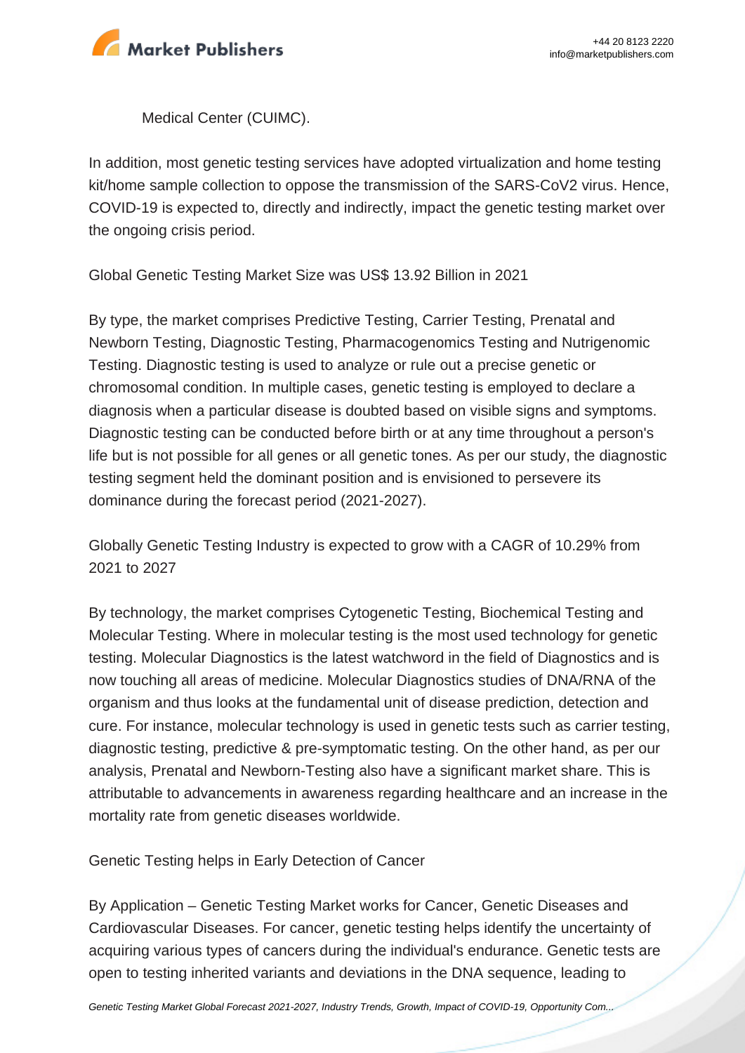Medical Center (CUIMC).

In addition, most genetic testing services have adopted virtualization and home testing kit/home sample collection to oppose the transmission of the SARS-CoV2 virus. Hence, COVID-19 is expected to, directly and indirectly, impact the genetic testing market over the ongoing crisis period.

Global Genetic Testing Market Size was US$ 13.92 Billion in 2021

By type, the market comprises Predictive Testing, Carrier Testing, Prenatal and Newborn Testing, Diagnostic Testing, Pharmacogenomics Testing and Nutrigenomic Testing. Diagnostic testing is used to analyze or rule out a precise genetic or chromosomal condition. In multiple cases, genetic testing is employed to declare a diagnosis when a particular disease is doubted based on visible signs and symptoms. Diagnostic testing can be conducted before birth or at any time throughout a person's life but is not possible for all genes or all genetic tones. As per our study, the diagnostic testing segment held the dominant position and is envisioned to persevere its dominance during the forecast period (2021-2027).

Globally Genetic Testing Industry is expected to grow with a CAGR of 10.29% from 2021 to 2027

By technology, the market comprises Cytogenetic Testing, Biochemical Testing and Molecular Testing. Where in molecular testing is the most used technology for genetic testing. Molecular Diagnostics is the latest watchword in the field of Diagnostics and is now touching all areas of medicine. Molecular Diagnostics studies of DNA/RNA of the organism and thus looks at the fundamental unit of disease prediction, detection and cure. For instance, molecular technology is used in genetic tests such as carrier testing, diagnostic testing, predictive & pre-symptomatic testing. On the other hand, as per our analysis, Prenatal and Newborn-Testing also have a significant market share. This is attributable to advancements in awareness regarding healthcare and an increase in the mortality rate from genetic diseases worldwide.

Genetic Testing helps in Early Detection of Cancer

By Application – Genetic Testing Market works for Cancer, Genetic Diseases and Cardiovascular Diseases. For cancer, genetic testing helps identify the uncertainty of acquiring various types of cancers during the individual's endurance. Genetic tests are open to testing inherited variants and deviations in the DNA sequence, leading to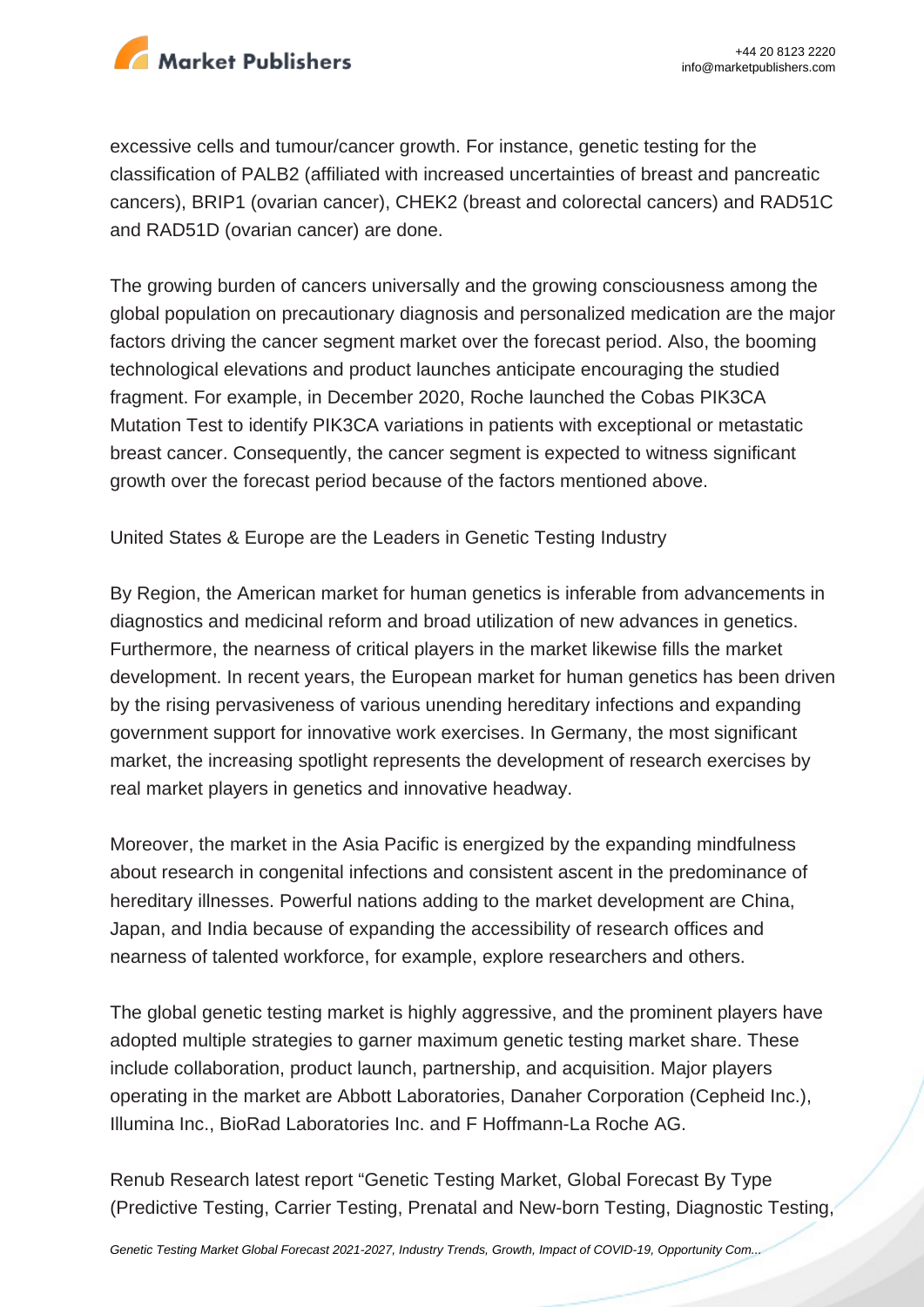excessive cells and tumour/cancer growth. For instance, genetic testing for the classification of PALB2 (affiliated with increased uncertainties of breast and pancreatic cancers), BRIP1 (ovarian cancer), CHEK2 (breast and colorectal cancers) and RAD51C and RAD51D (ovarian cancer) are done.

The growing burden of cancers universally and the growing consciousness among the global population on precautionary diagnosis and personalized medication are the major factors driving the cancer segment market over the forecast period. Also, the booming technological elevations and product launches anticipate encouraging the studied fragment. For example, in December 2020, Roche launched the Cobas PIK3CA Mutation Test to identify PIK3CA variations in patients with exceptional or metastatic breast cancer. Consequently, the cancer segment is expected to witness significant growth over the forecast period because of the factors mentioned above.

United States & Europe are the Leaders in Genetic Testing Industry

By Region, the American market for human genetics is inferable from advancements in diagnostics and medicinal reform and broad utilization of new advances in genetics. Furthermore, the nearness of critical players in the market likewise fills the market development. In recent years, the European market for human genetics has been driven by the rising pervasiveness of various unending hereditary infections and expanding government support for innovative work exercises. In Germany, the most significant market, the increasing spotlight represents the development of research exercises by real market players in genetics and innovative headway.

Moreover, the market in the Asia Pacific is energized by the expanding mindfulness about research in congenital infections and consistent ascent in the predominance of hereditary illnesses. Powerful nations adding to the market development are China, Japan, and India because of expanding the accessibility of research offices and nearness of talented workforce, for example, explore researchers and others.

The global genetic testing market is highly aggressive, and the prominent players have adopted multiple strategies to garner maximum genetic testing market share. These include collaboration, product launch, partnership, and acquisition. Major players operating in the market are Abbott Laboratories, Danaher Corporation (Cepheid Inc.), Illumina Inc., BioRad Laboratories Inc. and F Hoffmann-La Roche AG.

Renub Research latest report "Genetic Testing Market, Global Forecast By Type (Predictive Testing, Carrier Testing, Prenatal and New-born Testing, Diagnostic Testing,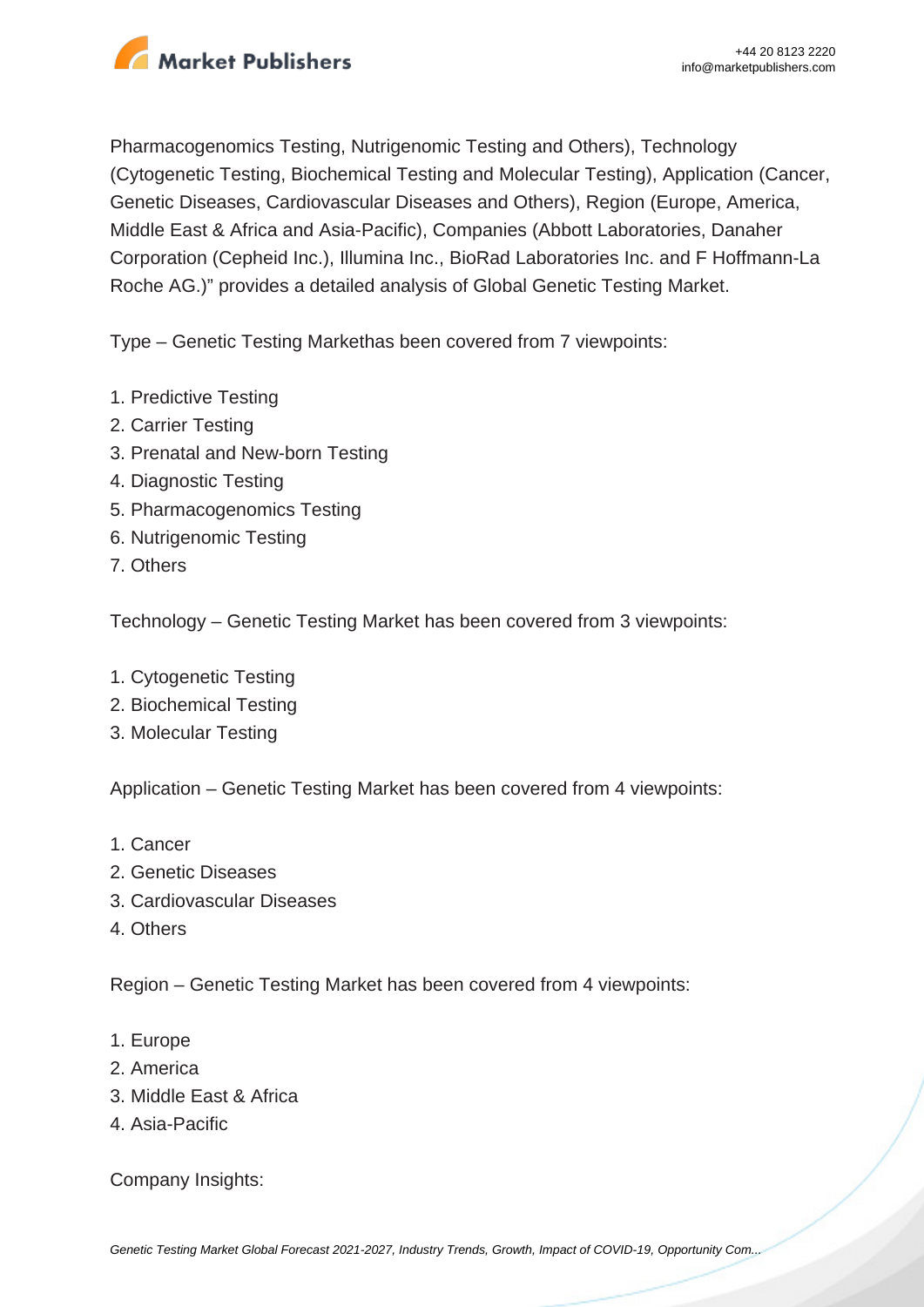Pharmacogenomics Testing, Nutrigenomic Testing and Others), Technology (Cytogenetic Testing, Biochemical Testing and Molecular Testing), Application (Cancer, Genetic Diseases, Cardiovascular Diseases and Others), Region (Europe, America, Middle East & Africa and Asia-Pacific), Companies (Abbott Laboratories, Danaher Corporation (Cepheid Inc.), Illumina Inc., BioRad Laboratories Inc. and F Hoffmann-La Roche AG.)" provides a detailed analysis of Global Genetic Testing Market.

Type – Genetic Testing Markethas been covered from 7 viewpoints:

1. Predictive Testing
2. Carrier Testing
3. Prenatal and New-born Testing
4. Diagnostic Testing
5. Pharmacogenomics Testing
6. Nutrigenomic Testing
7. Others

Technology – Genetic Testing Market has been covered from 3 viewpoints:

1. Cytogenetic Testing
2. Biochemical Testing
3. Molecular Testing

Application – Genetic Testing Market has been covered from 4 viewpoints:

1. Cancer
2. Genetic Diseases
3. Cardiovascular Diseases
4. Others

Region – Genetic Testing Market has been covered from 4 viewpoints:

1. Europe
2. America
3. Middle East & Africa
4. Asia-Pacific

Company Insights: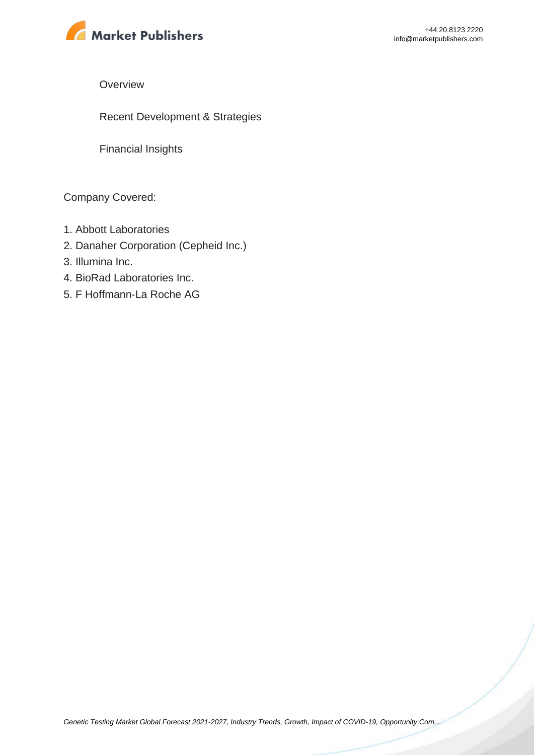Overview

Recent Development & Strategies

Financial Insights

Company Covered:

1. Abbott Laboratories
2. Danaher Corporation (Cepheid Inc.)
3. Illumina Inc.
4. BioRad Laboratories Inc.
5. F Hoffmann-La Roche AG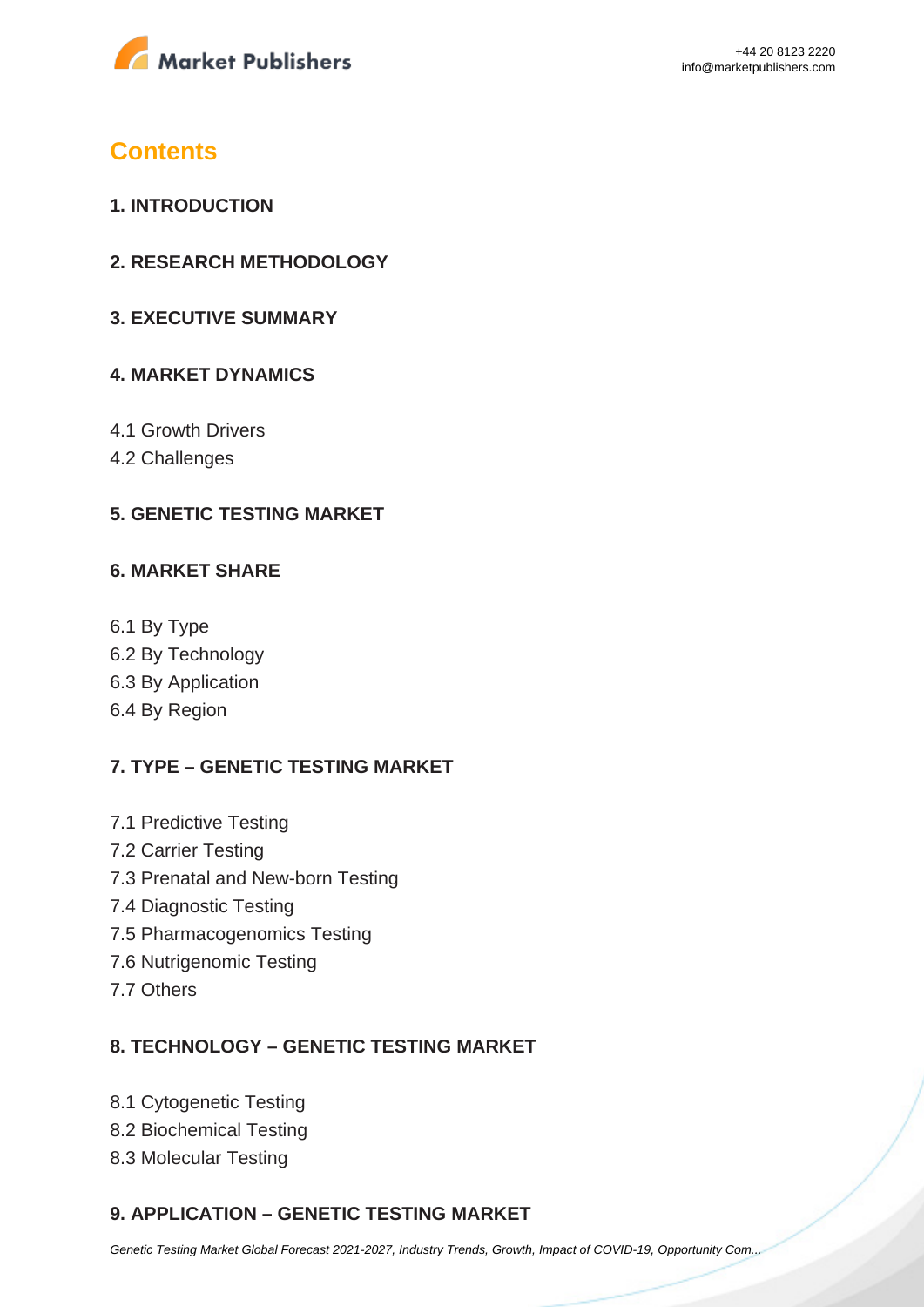## Contents

### 1. INTRODUCTION

### 2. RESEARCH METHODOLOGY

### 3. EXECUTIVE SUMMARY

### 4. MARKET DYNAMICS

4.1 Growth Drivers
4.2 Challenges

### 5. GENETIC TESTING MARKET

### 6. MARKET SHARE

6.1 By Type
6.2 By Technology
6.3 By Application
6.4 By Region

### 7. TYPE – GENETIC TESTING MARKET

7.1 Predictive Testing
7.2 Carrier Testing
7.3 Prenatal and New-born Testing
7.4 Diagnostic Testing
7.5 Pharmacogenomics Testing
7.6 Nutrigenomic Testing
7.7 Others

### 8. TECHNOLOGY – GENETIC TESTING MARKET

8.1 Cytogenetic Testing
8.2 Biochemical Testing
8.3 Molecular Testing

### 9. APPLICATION – GENETIC TESTING MARKET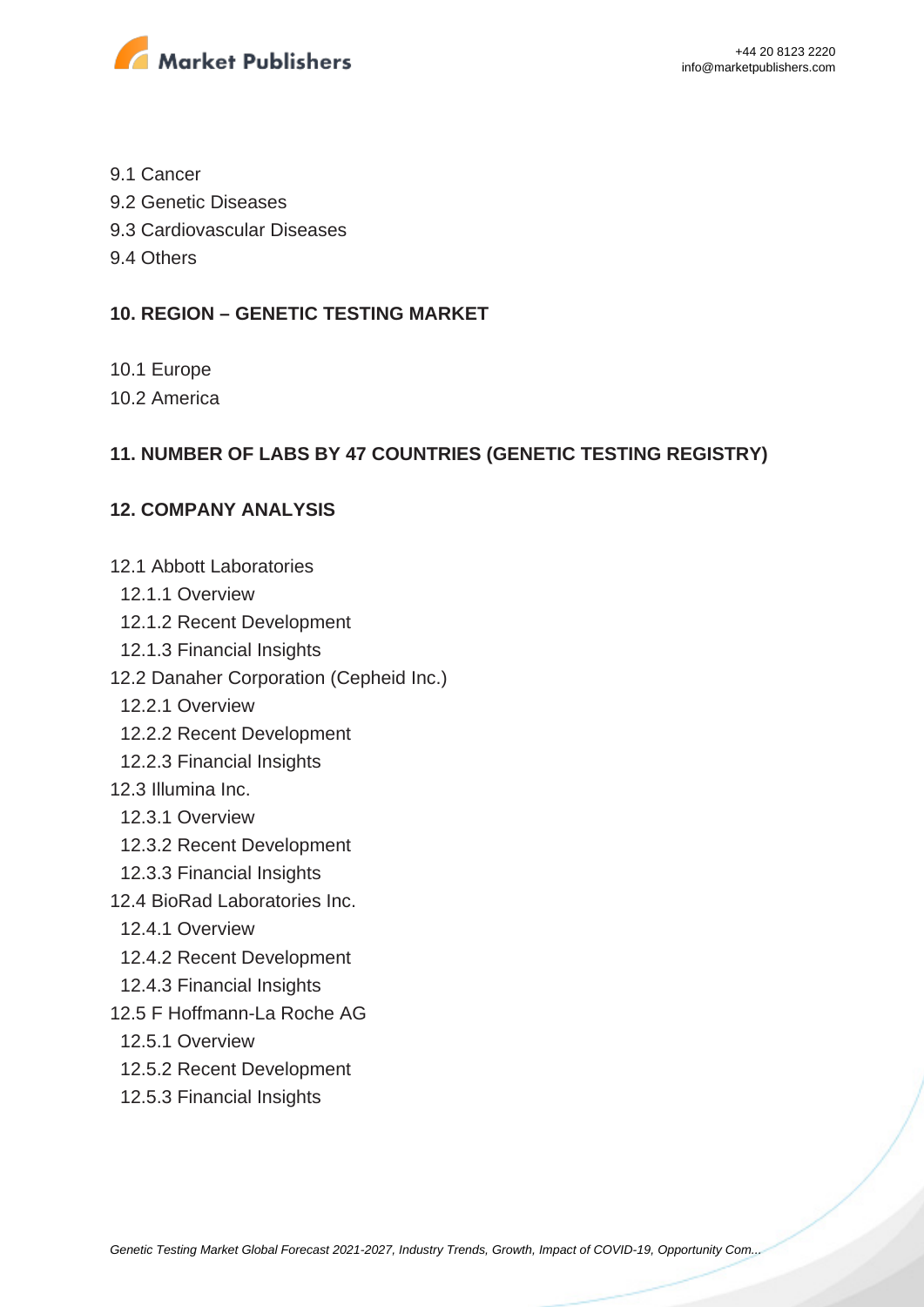9.1 Cancer
9.2 Genetic Diseases
9.3 Cardiovascular Diseases
9.4 Others

**10. REGION – GENETIC TESTING MARKET**

10.1 Europe
10.2 America

**11. NUMBER OF LABS BY 47 COUNTRIES (GENETIC TESTING REGISTRY)**

**12. COMPANY ANALYSIS**

12.1 Abbott Laboratories
  12.1.1 Overview
  12.1.2 Recent Development
  12.1.3 Financial Insights
12.2 Danaher Corporation (Cepheid Inc.)
  12.2.1 Overview
  12.2.2 Recent Development
  12.2.3 Financial Insights
12.3 Illumina Inc.
  12.3.1 Overview
  12.3.2 Recent Development
  12.3.3 Financial Insights
12.4 BioRad Laboratories Inc.
  12.4.1 Overview
  12.4.2 Recent Development
  12.4.3 Financial Insights
12.5 F Hoffmann-La Roche AG
  12.5.1 Overview
  12.5.2 Recent Development
  12.5.3 Financial Insights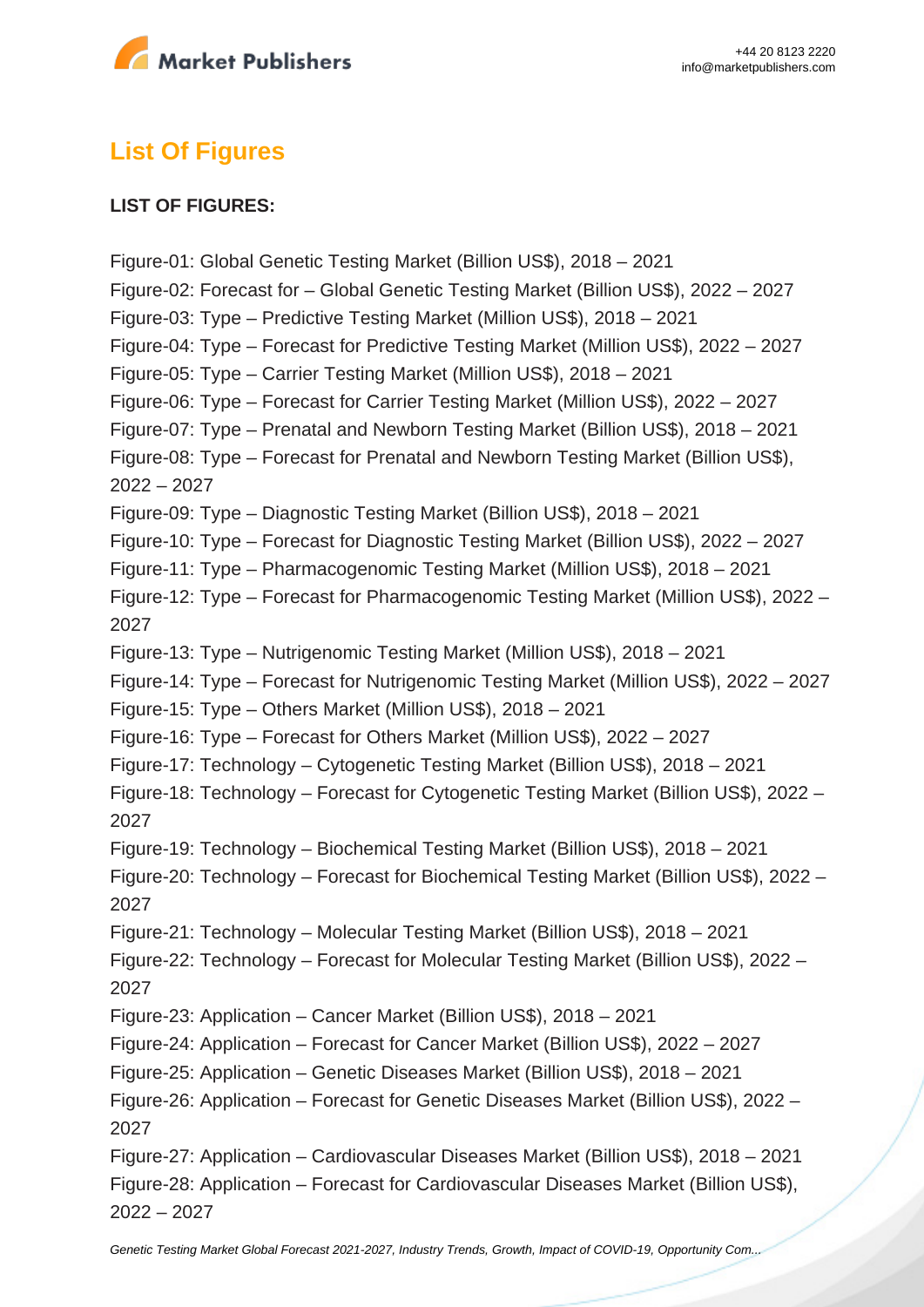## List Of Figures

**LIST OF FIGURES:**

Figure-01: Global Genetic Testing Market (Billion US$), 2018 – 2021
Figure-02: Forecast for – Global Genetic Testing Market (Billion US$), 2022 – 2027
Figure-03: Type – Predictive Testing Market (Million US$), 2018 – 2021
Figure-04: Type – Forecast for Predictive Testing Market (Million US$), 2022 – 2027
Figure-05: Type – Carrier Testing Market (Million US$), 2018 – 2021
Figure-06: Type – Forecast for Carrier Testing Market (Million US$), 2022 – 2027
Figure-07: Type – Prenatal and Newborn Testing Market (Billion US$), 2018 – 2021
Figure-08: Type – Forecast for Prenatal and Newborn Testing Market (Billion US$), 2022 – 2027
Figure-09: Type – Diagnostic Testing Market (Billion US$), 2018 – 2021
Figure-10: Type – Forecast for Diagnostic Testing Market (Billion US$), 2022 – 2027
Figure-11: Type – Pharmacogenomic Testing Market (Million US$), 2018 – 2021
Figure-12: Type – Forecast for Pharmacogenomic Testing Market (Million US$), 2022 – 2027
Figure-13: Type – Nutrigenomic Testing Market (Million US$), 2018 – 2021
Figure-14: Type – Forecast for Nutrigenomic Testing Market (Million US$), 2022 – 2027
Figure-15: Type – Others Market (Million US$), 2018 – 2021
Figure-16: Type – Forecast for Others Market (Million US$), 2022 – 2027
Figure-17: Technology – Cytogenetic Testing Market (Billion US$), 2018 – 2021
Figure-18: Technology – Forecast for Cytogenetic Testing Market (Billion US$), 2022 – 2027
Figure-19: Technology – Biochemical Testing Market (Billion US$), 2018 – 2021
Figure-20: Technology – Forecast for Biochemical Testing Market (Billion US$), 2022 – 2027
Figure-21: Technology – Molecular Testing Market (Billion US$), 2018 – 2021
Figure-22: Technology – Forecast for Molecular Testing Market (Billion US$), 2022 – 2027
Figure-23: Application – Cancer Market (Billion US$), 2018 – 2021
Figure-24: Application – Forecast for Cancer Market (Billion US$), 2022 – 2027
Figure-25: Application – Genetic Diseases Market (Billion US$), 2018 – 2021
Figure-26: Application – Forecast for Genetic Diseases Market (Billion US$), 2022 – 2027
Figure-27: Application – Cardiovascular Diseases Market (Billion US$), 2018 – 2021
Figure-28: Application – Forecast for Cardiovascular Diseases Market (Billion US$), 2022 – 2027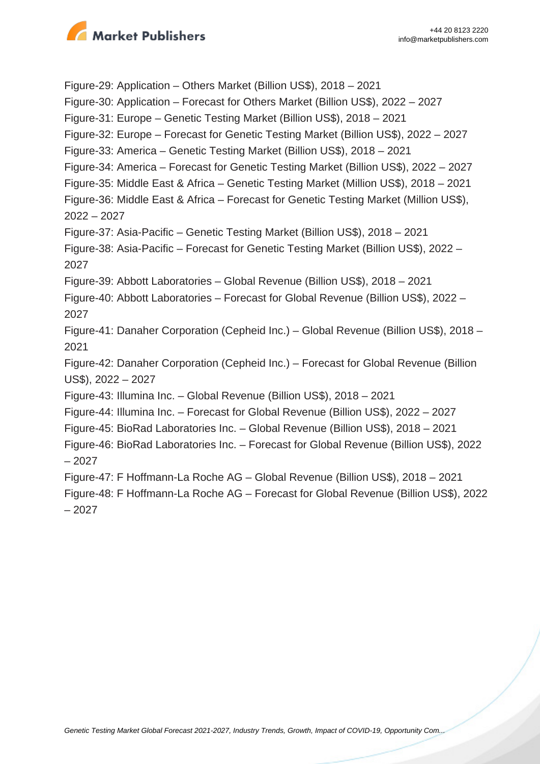Figure-29: Application – Others Market (Billion US$), 2018 – 2021

Figure-30: Application – Forecast for Others Market (Billion US$), 2022 – 2027

Figure-31: Europe – Genetic Testing Market (Billion US$), 2018 – 2021

Figure-32: Europe – Forecast for Genetic Testing Market (Billion US$), 2022 – 2027

Figure-33: America – Genetic Testing Market (Billion US$), 2018 – 2021

Figure-34: America – Forecast for Genetic Testing Market (Billion US$), 2022 – 2027

Figure-35: Middle East & Africa – Genetic Testing Market (Million US$), 2018 – 2021

Figure-36: Middle East & Africa – Forecast for Genetic Testing Market (Million US$), 2022 – 2027

Figure-37: Asia-Pacific – Genetic Testing Market (Billion US$), 2018 – 2021

Figure-38: Asia-Pacific – Forecast for Genetic Testing Market (Billion US$), 2022 – 2027

Figure-39: Abbott Laboratories – Global Revenue (Billion US$), 2018 – 2021

Figure-40: Abbott Laboratories – Forecast for Global Revenue (Billion US$), 2022 – 2027

Figure-41: Danaher Corporation (Cepheid Inc.) – Global Revenue (Billion US$), 2018 – 2021

Figure-42: Danaher Corporation (Cepheid Inc.) – Forecast for Global Revenue (Billion US$), 2022 – 2027

Figure-43: Illumina Inc. – Global Revenue (Billion US$), 2018 – 2021

Figure-44: Illumina Inc. – Forecast for Global Revenue (Billion US$), 2022 – 2027

Figure-45: BioRad Laboratories Inc. – Global Revenue (Billion US$), 2018 – 2021

Figure-46: BioRad Laboratories Inc. – Forecast for Global Revenue (Billion US$), 2022 – 2027

Figure-47: F Hoffmann-La Roche AG – Global Revenue (Billion US$), 2018 – 2021

Figure-48: F Hoffmann-La Roche AG – Forecast for Global Revenue (Billion US$), 2022 – 2027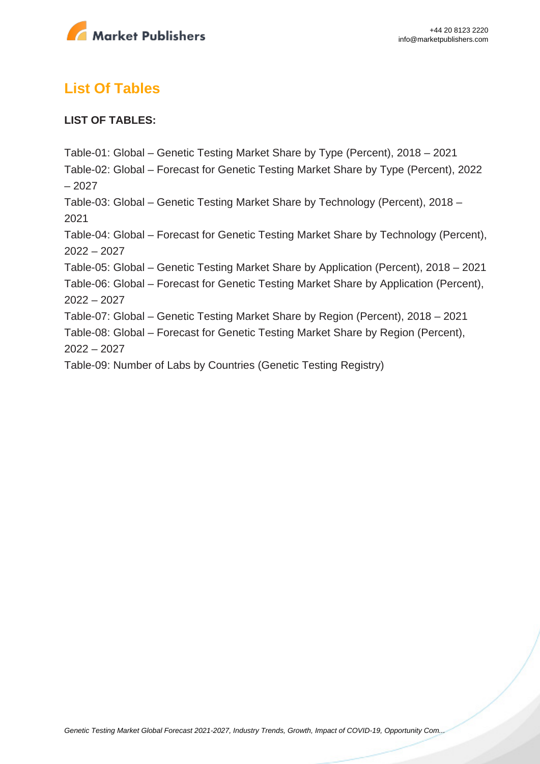## List Of Tables

**LIST OF TABLES:**

Table-01: Global – Genetic Testing Market Share by Type (Percent), 2018 – 2021

Table-02: Global – Forecast for Genetic Testing Market Share by Type (Percent), 2022 – 2027

Table-03: Global – Genetic Testing Market Share by Technology (Percent), 2018 – 2021

Table-04: Global – Forecast for Genetic Testing Market Share by Technology (Percent), 2022 – 2027

Table-05: Global – Genetic Testing Market Share by Application (Percent), 2018 – 2021

Table-06: Global – Forecast for Genetic Testing Market Share by Application (Percent), 2022 – 2027

Table-07: Global – Genetic Testing Market Share by Region (Percent), 2018 – 2021

Table-08: Global – Forecast for Genetic Testing Market Share by Region (Percent), 2022 – 2027

Table-09: Number of Labs by Countries (Genetic Testing Registry)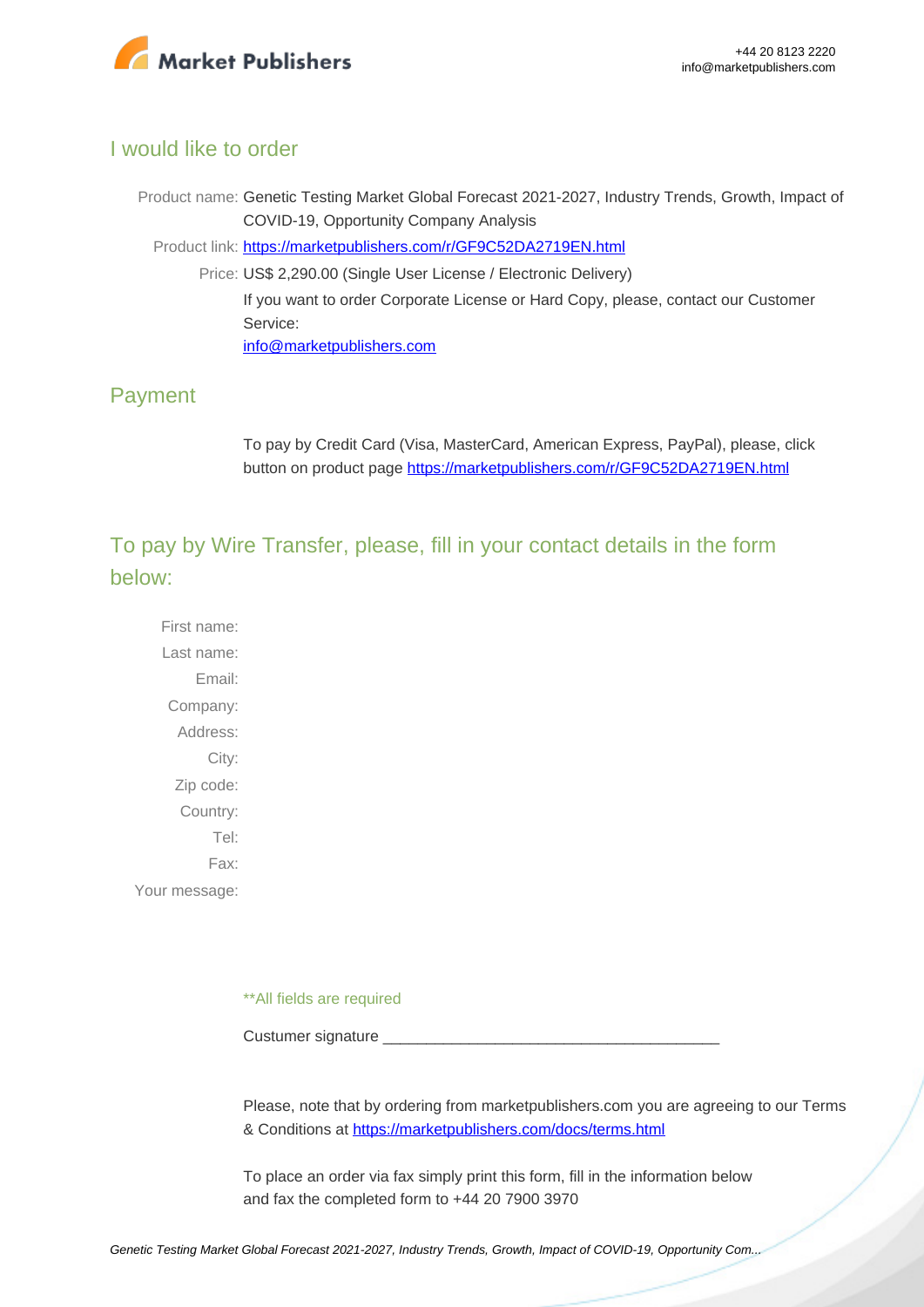## I would like to order

Product name: Genetic Testing Market Global Forecast 2021-2027, Industry Trends, Growth, Impact of COVID-19, Opportunity Company Analysis

Product link: [https://marketpublishers.com/r/GF9C52DA2719EN.html](https://marketpublishers.com/r/GF9C52DA2719EN.html)

Price: US$ 2,290.00 (Single User License / Electronic Delivery)

If you want to order Corporate License or Hard Copy, please, contact our Customer Service:

[info@marketpublishers.com](mailto:info@marketpublishers.com)

## Payment

To pay by Credit Card (Visa, MasterCard, American Express, PayPal), please, click button on product page [https://marketpublishers.com/r/GF9C52DA2719EN.html](https://marketpublishers.com/r/GF9C52DA2719EN.html)

## To pay by Wire Transfer, please, fill in your contact details in the form below:

First name:

Last name:

Email:

Company:

Address:

City:

Zip code:

Country:

Tel:

Fax:

Your message:

**All fields are required

Custumer signature _______________________________________

Please, note that by ordering from marketpublishers.com you are agreeing to our Terms & Conditions at [https://marketpublishers.com/docs/terms.html](https://marketpublishers.com/docs/terms.html)

To place an order via fax simply print this form, fill in the information below and fax the completed form to +44 20 7900 3970